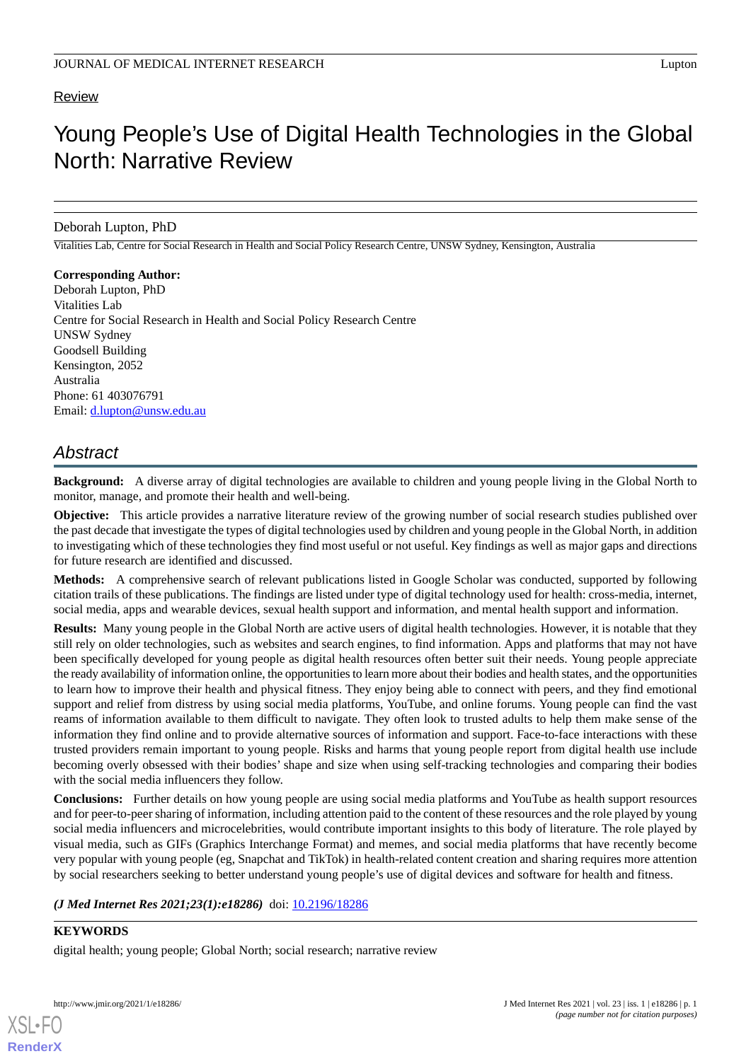Review

# Young People's Use of Digital Health Technologies in the Global North: Narrative Review

Deborah Lupton, PhD

Vitalities Lab, Centre for Social Research in Health and Social Policy Research Centre, UNSW Sydney, Kensington, Australia

**Corresponding Author:**
Deborah Lupton, PhD
Vitalities Lab
Centre for Social Research in Health and Social Policy Research Centre
UNSW Sydney
Goodsell Building
Kensington, 2052
Australia
Phone: 61 403076791
Email: d.lupton@unsw.edu.au

## Abstract

**Background:** A diverse array of digital technologies are available to children and young people living in the Global North to monitor, manage, and promote their health and well-being.

**Objective:** This article provides a narrative literature review of the growing number of social research studies published over the past decade that investigate the types of digital technologies used by children and young people in the Global North, in addition to investigating which of these technologies they find most useful or not useful. Key findings as well as major gaps and directions for future research are identified and discussed.

**Methods:** A comprehensive search of relevant publications listed in Google Scholar was conducted, supported by following citation trails of these publications. The findings are listed under type of digital technology used for health: cross-media, internet, social media, apps and wearable devices, sexual health support and information, and mental health support and information.

**Results:** Many young people in the Global North are active users of digital health technologies. However, it is notable that they still rely on older technologies, such as websites and search engines, to find information. Apps and platforms that may not have been specifically developed for young people as digital health resources often better suit their needs. Young people appreciate the ready availability of information online, the opportunities to learn more about their bodies and health states, and the opportunities to learn how to improve their health and physical fitness. They enjoy being able to connect with peers, and they find emotional support and relief from distress by using social media platforms, YouTube, and online forums. Young people can find the vast reams of information available to them difficult to navigate. They often look to trusted adults to help them make sense of the information they find online and to provide alternative sources of information and support. Face-to-face interactions with these trusted providers remain important to young people. Risks and harms that young people report from digital health use include becoming overly obsessed with their bodies' shape and size when using self-tracking technologies and comparing their bodies with the social media influencers they follow.

**Conclusions:** Further details on how young people are using social media platforms and YouTube as health support resources and for peer-to-peer sharing of information, including attention paid to the content of these resources and the role played by young social media influencers and microcelebrities, would contribute important insights to this body of literature. The role played by visual media, such as GIFs (Graphics Interchange Format) and memes, and social media platforms that have recently become very popular with young people (eg, Snapchat and TikTok) in health-related content creation and sharing requires more attention by social researchers seeking to better understand young people's use of digital devices and software for health and fitness.

*(J Med Internet Res 2021;23(1):e18286)* doi: 10.2196/18286

**KEYWORDS**

digital health; young people; Global North; social research; narrative review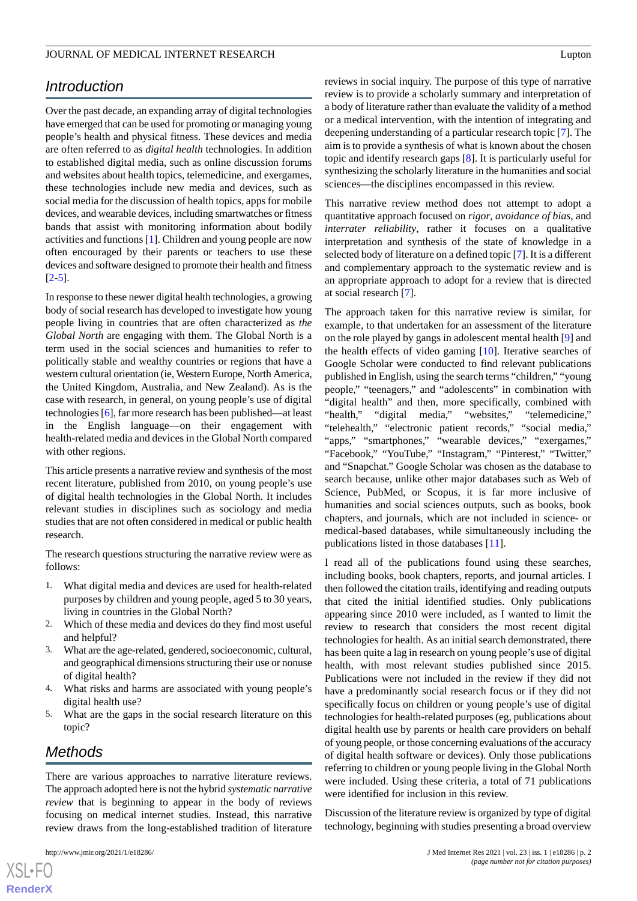## Introduction

Over the past decade, an expanding array of digital technologies have emerged that can be used for promoting or managing young people's health and physical fitness. These devices and media are often referred to as *digital health* technologies. In addition to established digital media, such as online discussion forums and websites about health topics, telemedicine, and exergames, these technologies include new media and devices, such as social media for the discussion of health topics, apps for mobile devices, and wearable devices, including smartwatches or fitness bands that assist with monitoring information about bodily activities and functions [1]. Children and young people are now often encouraged by their parents or teachers to use these devices and software designed to promote their health and fitness [2-5].

In response to these newer digital health technologies, a growing body of social research has developed to investigate how young people living in countries that are often characterized as *the Global North* are engaging with them. The Global North is a term used in the social sciences and humanities to refer to politically stable and wealthy countries or regions that have a western cultural orientation (ie, Western Europe, North America, the United Kingdom, Australia, and New Zealand). As is the case with research, in general, on young people's use of digital technologies [6], far more research has been published—at least in the English language—on their engagement with health-related media and devices in the Global North compared with other regions.

This article presents a narrative review and synthesis of the most recent literature, published from 2010, on young people's use of digital health technologies in the Global North. It includes relevant studies in disciplines such as sociology and media studies that are not often considered in medical or public health research.

The research questions structuring the narrative review were as follows:

1. What digital media and devices are used for health-related purposes by children and young people, aged 5 to 30 years, living in countries in the Global North?
2. Which of these media and devices do they find most useful and helpful?
3. What are the age-related, gendered, socioeconomic, cultural, and geographical dimensions structuring their use or nonuse of digital health?
4. What risks and harms are associated with young people's digital health use?
5. What are the gaps in the social research literature on this topic?

## Methods

There are various approaches to narrative literature reviews. The approach adopted here is not the hybrid *systematic narrative review* that is beginning to appear in the body of reviews focusing on medical internet studies. Instead, this narrative review draws from the long-established tradition of literature reviews in social inquiry. The purpose of this type of narrative review is to provide a scholarly summary and interpretation of a body of literature rather than evaluate the validity of a method or a medical intervention, with the intention of integrating and deepening understanding of a particular research topic [7]. The aim is to provide a synthesis of what is known about the chosen topic and identify research gaps [8]. It is particularly useful for synthesizing the scholarly literature in the humanities and social sciences—the disciplines encompassed in this review.

This narrative review method does not attempt to adopt a quantitative approach focused on *rigor*, *avoidance of bias*, and *interrater reliability*, rather it focuses on a qualitative interpretation and synthesis of the state of knowledge in a selected body of literature on a defined topic [7]. It is a different and complementary approach to the systematic review and is an appropriate approach to adopt for a review that is directed at social research [7].

The approach taken for this narrative review is similar, for example, to that undertaken for an assessment of the literature on the role played by gangs in adolescent mental health [9] and the health effects of video gaming [10]. Iterative searches of Google Scholar were conducted to find relevant publications published in English, using the search terms "children," "young people," "teenagers," and "adolescents" in combination with "digital health" and then, more specifically, combined with "health," "digital media," "websites," "telemedicine," "telehealth," "electronic patient records," "social media," "apps," "smartphones," "wearable devices," "exergames," "Facebook," "YouTube," "Instagram," "Pinterest," "Twitter," and "Snapchat." Google Scholar was chosen as the database to search because, unlike other major databases such as Web of Science, PubMed, or Scopus, it is far more inclusive of humanities and social sciences outputs, such as books, book chapters, and journals, which are not included in science- or medical-based databases, while simultaneously including the publications listed in those databases [11].

I read all of the publications found using these searches, including books, book chapters, reports, and journal articles. I then followed the citation trails, identifying and reading outputs that cited the initial identified studies. Only publications appearing since 2010 were included, as I wanted to limit the review to research that considers the most recent digital technologies for health. As an initial search demonstrated, there has been quite a lag in research on young people's use of digital health, with most relevant studies published since 2015. Publications were not included in the review if they did not have a predominantly social research focus or if they did not specifically focus on children or young people's use of digital technologies for health-related purposes (eg, publications about digital health use by parents or health care providers on behalf of young people, or those concerning evaluations of the accuracy of digital health software or devices). Only those publications referring to children or young people living in the Global North were included. Using these criteria, a total of 71 publications were identified for inclusion in this review.

Discussion of the literature review is organized by type of digital technology, beginning with studies presenting a broad overview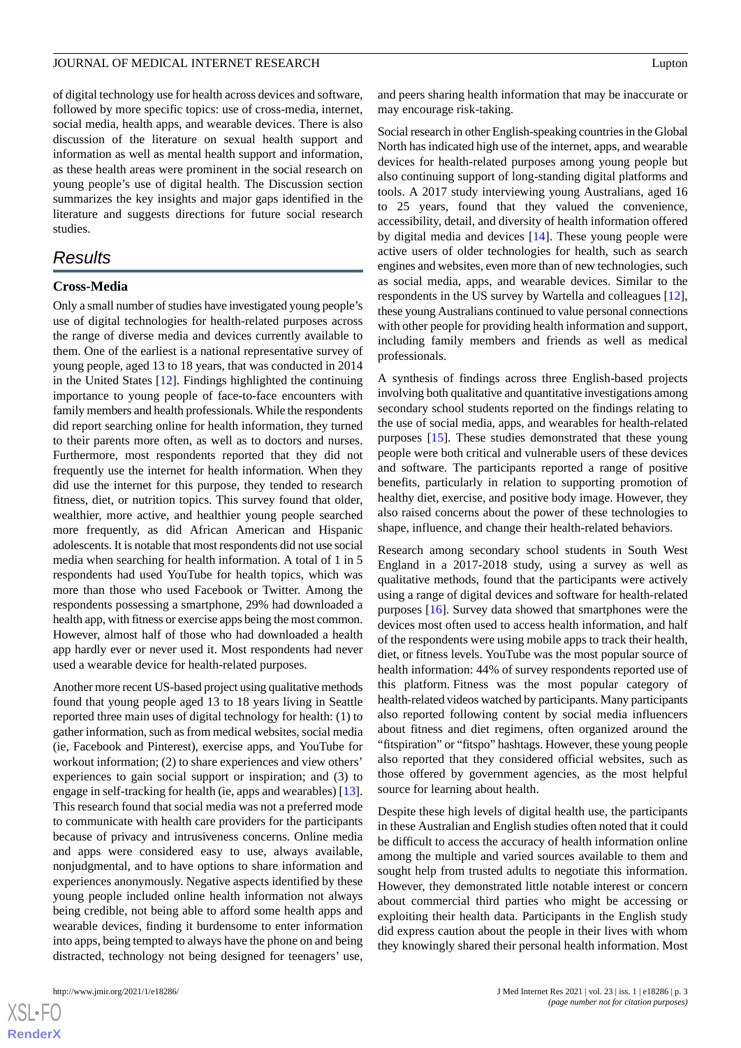of digital technology use for health across devices and software, followed by more specific topics: use of cross-media, internet, social media, health apps, and wearable devices. There is also discussion of the literature on sexual health support and information as well as mental health support and information, as these health areas were prominent in the social research on young people's use of digital health. The Discussion section summarizes the key insights and major gaps identified in the literature and suggests directions for future social research studies.

## Results

### Cross-Media

Only a small number of studies have investigated young people's use of digital technologies for health-related purposes across the range of diverse media and devices currently available to them. One of the earliest is a national representative survey of young people, aged 13 to 18 years, that was conducted in 2014 in the United States [12]. Findings highlighted the continuing importance to young people of face-to-face encounters with family members and health professionals. While the respondents did report searching online for health information, they turned to their parents more often, as well as to doctors and nurses. Furthermore, most respondents reported that they did not frequently use the internet for health information. When they did use the internet for this purpose, they tended to research fitness, diet, or nutrition topics. This survey found that older, wealthier, more active, and healthier young people searched more frequently, as did African American and Hispanic adolescents. It is notable that most respondents did not use social media when searching for health information. A total of 1 in 5 respondents had used YouTube for health topics, which was more than those who used Facebook or Twitter. Among the respondents possessing a smartphone, 29% had downloaded a health app, with fitness or exercise apps being the most common. However, almost half of those who had downloaded a health app hardly ever or never used it. Most respondents had never used a wearable device for health-related purposes.

Another more recent US-based project using qualitative methods found that young people aged 13 to 18 years living in Seattle reported three main uses of digital technology for health: (1) to gather information, such as from medical websites, social media (ie, Facebook and Pinterest), exercise apps, and YouTube for workout information; (2) to share experiences and view others' experiences to gain social support or inspiration; and (3) to engage in self-tracking for health (ie, apps and wearables) [13]. This research found that social media was not a preferred mode to communicate with health care providers for the participants because of privacy and intrusiveness concerns. Online media and apps were considered easy to use, always available, nonjudgmental, and to have options to share information and experiences anonymously. Negative aspects identified by these young people included online health information not always being credible, not being able to afford some health apps and wearable devices, finding it burdensome to enter information into apps, being tempted to always have the phone on and being distracted, technology not being designed for teenagers' use, and peers sharing health information that may be inaccurate or may encourage risk-taking.

Social research in other English-speaking countries in the Global North has indicated high use of the internet, apps, and wearable devices for health-related purposes among young people but also continuing support of long-standing digital platforms and tools. A 2017 study interviewing young Australians, aged 16 to 25 years, found that they valued the convenience, accessibility, detail, and diversity of health information offered by digital media and devices [14]. These young people were active users of older technologies for health, such as search engines and websites, even more than of new technologies, such as social media, apps, and wearable devices. Similar to the respondents in the US survey by Wartella and colleagues [12], these young Australians continued to value personal connections with other people for providing health information and support, including family members and friends as well as medical professionals.

A synthesis of findings across three English-based projects involving both qualitative and quantitative investigations among secondary school students reported on the findings relating to the use of social media, apps, and wearables for health-related purposes [15]. These studies demonstrated that these young people were both critical and vulnerable users of these devices and software. The participants reported a range of positive benefits, particularly in relation to supporting promotion of healthy diet, exercise, and positive body image. However, they also raised concerns about the power of these technologies to shape, influence, and change their health-related behaviors.

Research among secondary school students in South West England in a 2017-2018 study, using a survey as well as qualitative methods, found that the participants were actively using a range of digital devices and software for health-related purposes [16]. Survey data showed that smartphones were the devices most often used to access health information, and half of the respondents were using mobile apps to track their health, diet, or fitness levels. YouTube was the most popular source of health information: 44% of survey respondents reported use of this platform. Fitness was the most popular category of health-related videos watched by participants. Many participants also reported following content by social media influencers about fitness and diet regimens, often organized around the "fitspiration" or "fitspo" hashtags. However, these young people also reported that they considered official websites, such as those offered by government agencies, as the most helpful source for learning about health.

Despite these high levels of digital health use, the participants in these Australian and English studies often noted that it could be difficult to access the accuracy of health information online among the multiple and varied sources available to them and sought help from trusted adults to negotiate this information. However, they demonstrated little notable interest or concern about commercial third parties who might be accessing or exploiting their health data. Participants in the English study did express caution about the people in their lives with whom they knowingly shared their personal health information. Most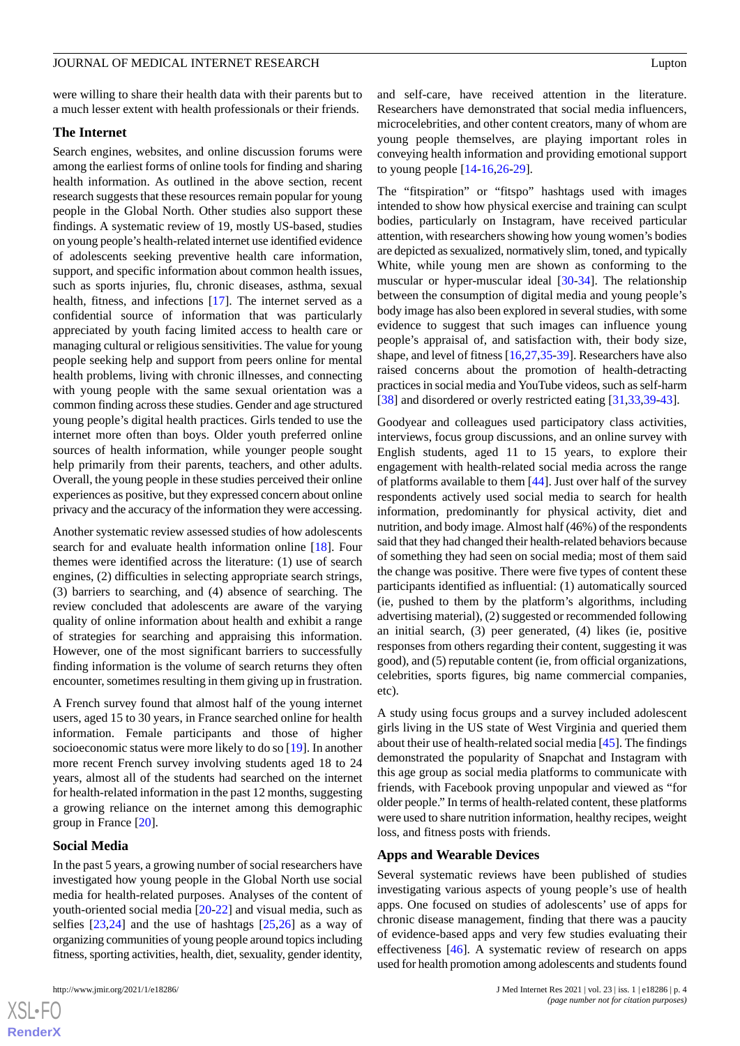were willing to share their health data with their parents but to a much lesser extent with health professionals or their friends.

### The Internet

Search engines, websites, and online discussion forums were among the earliest forms of online tools for finding and sharing health information. As outlined in the above section, recent research suggests that these resources remain popular for young people in the Global North. Other studies also support these findings. A systematic review of 19, mostly US-based, studies on young people's health-related internet use identified evidence of adolescents seeking preventive health care information, support, and specific information about common health issues, such as sports injuries, flu, chronic diseases, asthma, sexual health, fitness, and infections [17]. The internet served as a confidential source of information that was particularly appreciated by youth facing limited access to health care or managing cultural or religious sensitivities. The value for young people seeking help and support from peers online for mental health problems, living with chronic illnesses, and connecting with young people with the same sexual orientation was a common finding across these studies. Gender and age structured young people's digital health practices. Girls tended to use the internet more often than boys. Older youth preferred online sources of health information, while younger people sought help primarily from their parents, teachers, and other adults. Overall, the young people in these studies perceived their online experiences as positive, but they expressed concern about online privacy and the accuracy of the information they were accessing.

Another systematic review assessed studies of how adolescents search for and evaluate health information online [18]. Four themes were identified across the literature: (1) use of search engines, (2) difficulties in selecting appropriate search strings, (3) barriers to searching, and (4) absence of searching. The review concluded that adolescents are aware of the varying quality of online information about health and exhibit a range of strategies for searching and appraising this information. However, one of the most significant barriers to successfully finding information is the volume of search returns they often encounter, sometimes resulting in them giving up in frustration.

A French survey found that almost half of the young internet users, aged 15 to 30 years, in France searched online for health information. Female participants and those of higher socioeconomic status were more likely to do so [19]. In another more recent French survey involving students aged 18 to 24 years, almost all of the students had searched on the internet for health-related information in the past 12 months, suggesting a growing reliance on the internet among this demographic group in France [20].

### Social Media

In the past 5 years, a growing number of social researchers have investigated how young people in the Global North use social media for health-related purposes. Analyses of the content of youth-oriented social media [20-22] and visual media, such as selfies [23,24] and the use of hashtags [25,26] as a way of organizing communities of young people around topics including fitness, sporting activities, health, diet, sexuality, gender identity, and self-care, have received attention in the literature. Researchers have demonstrated that social media influencers, microcelebrities, and other content creators, many of whom are young people themselves, are playing important roles in conveying health information and providing emotional support to young people [14-16,26-29].

The "fitspiration" or "fitspo" hashtags used with images intended to show how physical exercise and training can sculpt bodies, particularly on Instagram, have received particular attention, with researchers showing how young women's bodies are depicted as sexualized, normatively slim, toned, and typically White, while young men are shown as conforming to the muscular or hyper-muscular ideal [30-34]. The relationship between the consumption of digital media and young people's body image has also been explored in several studies, with some evidence to suggest that such images can influence young people's appraisal of, and satisfaction with, their body size, shape, and level of fitness [16,27,35-39]. Researchers have also raised concerns about the promotion of health-detracting practices in social media and YouTube videos, such as self-harm [38] and disordered or overly restricted eating [31,33,39-43].

Goodyear and colleagues used participatory class activities, interviews, focus group discussions, and an online survey with English students, aged 11 to 15 years, to explore their engagement with health-related social media across the range of platforms available to them [44]. Just over half of the survey respondents actively used social media to search for health information, predominantly for physical activity, diet and nutrition, and body image. Almost half (46%) of the respondents said that they had changed their health-related behaviors because of something they had seen on social media; most of them said the change was positive. There were five types of content these participants identified as influential: (1) automatically sourced (ie, pushed to them by the platform's algorithms, including advertising material), (2) suggested or recommended following an initial search, (3) peer generated, (4) likes (ie, positive responses from others regarding their content, suggesting it was good), and (5) reputable content (ie, from official organizations, celebrities, sports figures, big name commercial companies, etc).

A study using focus groups and a survey included adolescent girls living in the US state of West Virginia and queried them about their use of health-related social media [45]. The findings demonstrated the popularity of Snapchat and Instagram with this age group as social media platforms to communicate with friends, with Facebook proving unpopular and viewed as "for older people." In terms of health-related content, these platforms were used to share nutrition information, healthy recipes, weight loss, and fitness posts with friends.

### Apps and Wearable Devices

Several systematic reviews have been published of studies investigating various aspects of young people's use of health apps. One focused on studies of adolescents' use of apps for chronic disease management, finding that there was a paucity of evidence-based apps and very few studies evaluating their effectiveness [46]. A systematic review of research on apps used for health promotion among adolescents and students found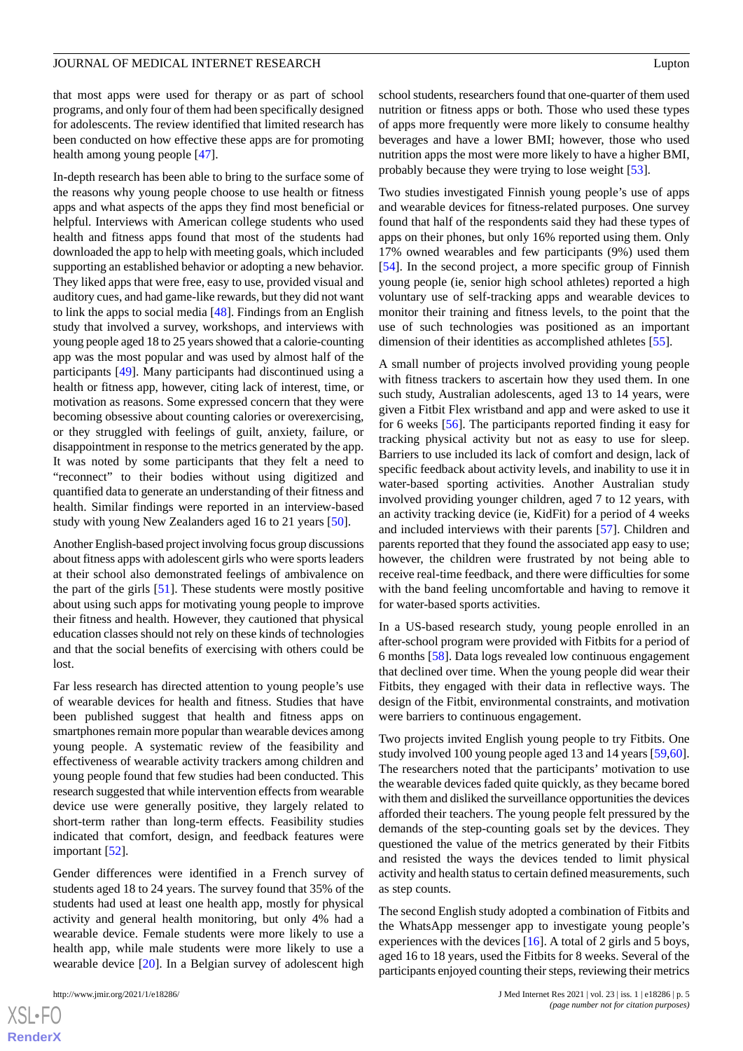that most apps were used for therapy or as part of school programs, and only four of them had been specifically designed for adolescents. The review identified that limited research has been conducted on how effective these apps are for promoting health among young people [47].

In-depth research has been able to bring to the surface some of the reasons why young people choose to use health or fitness apps and what aspects of the apps they find most beneficial or helpful. Interviews with American college students who used health and fitness apps found that most of the students had downloaded the app to help with meeting goals, which included supporting an established behavior or adopting a new behavior. They liked apps that were free, easy to use, provided visual and auditory cues, and had game-like rewards, but they did not want to link the apps to social media [48]. Findings from an English study that involved a survey, workshops, and interviews with young people aged 18 to 25 years showed that a calorie-counting app was the most popular and was used by almost half of the participants [49]. Many participants had discontinued using a health or fitness app, however, citing lack of interest, time, or motivation as reasons. Some expressed concern that they were becoming obsessive about counting calories or overexercising, or they struggled with feelings of guilt, anxiety, failure, or disappointment in response to the metrics generated by the app. It was noted by some participants that they felt a need to "reconnect" to their bodies without using digitized and quantified data to generate an understanding of their fitness and health. Similar findings were reported in an interview-based study with young New Zealanders aged 16 to 21 years [50].

Another English-based project involving focus group discussions about fitness apps with adolescent girls who were sports leaders at their school also demonstrated feelings of ambivalence on the part of the girls [51]. These students were mostly positive about using such apps for motivating young people to improve their fitness and health. However, they cautioned that physical education classes should not rely on these kinds of technologies and that the social benefits of exercising with others could be lost.

Far less research has directed attention to young people's use of wearable devices for health and fitness. Studies that have been published suggest that health and fitness apps on smartphones remain more popular than wearable devices among young people. A systematic review of the feasibility and effectiveness of wearable activity trackers among children and young people found that few studies had been conducted. This research suggested that while intervention effects from wearable device use were generally positive, they largely related to short-term rather than long-term effects. Feasibility studies indicated that comfort, design, and feedback features were important [52].

Gender differences were identified in a French survey of students aged 18 to 24 years. The survey found that 35% of the students had used at least one health app, mostly for physical activity and general health monitoring, but only 4% had a wearable device. Female students were more likely to use a health app, while male students were more likely to use a wearable device [20]. In a Belgian survey of adolescent high school students, researchers found that one-quarter of them used nutrition or fitness apps or both. Those who used these types of apps more frequently were more likely to consume healthy beverages and have a lower BMI; however, those who used nutrition apps the most were more likely to have a higher BMI, probably because they were trying to lose weight [53].

Two studies investigated Finnish young people's use of apps and wearable devices for fitness-related purposes. One survey found that half of the respondents said they had these types of apps on their phones, but only 16% reported using them. Only 17% owned wearables and few participants (9%) used them [54]. In the second project, a more specific group of Finnish young people (ie, senior high school athletes) reported a high voluntary use of self-tracking apps and wearable devices to monitor their training and fitness levels, to the point that the use of such technologies was positioned as an important dimension of their identities as accomplished athletes [55].

A small number of projects involved providing young people with fitness trackers to ascertain how they used them. In one such study, Australian adolescents, aged 13 to 14 years, were given a Fitbit Flex wristband and app and were asked to use it for 6 weeks [56]. The participants reported finding it easy for tracking physical activity but not as easy to use for sleep. Barriers to use included its lack of comfort and design, lack of specific feedback about activity levels, and inability to use it in water-based sporting activities. Another Australian study involved providing younger children, aged 7 to 12 years, with an activity tracking device (ie, KidFit) for a period of 4 weeks and included interviews with their parents [57]. Children and parents reported that they found the associated app easy to use; however, the children were frustrated by not being able to receive real-time feedback, and there were difficulties for some with the band feeling uncomfortable and having to remove it for water-based sports activities.

In a US-based research study, young people enrolled in an after-school program were provided with Fitbits for a period of 6 months [58]. Data logs revealed low continuous engagement that declined over time. When the young people did wear their Fitbits, they engaged with their data in reflective ways. The design of the Fitbit, environmental constraints, and motivation were barriers to continuous engagement.

Two projects invited English young people to try Fitbits. One study involved 100 young people aged 13 and 14 years [59,60]. The researchers noted that the participants' motivation to use the wearable devices faded quite quickly, as they became bored with them and disliked the surveillance opportunities the devices afforded their teachers. The young people felt pressured by the demands of the step-counting goals set by the devices. They questioned the value of the metrics generated by their Fitbits and resisted the ways the devices tended to limit physical activity and health status to certain defined measurements, such as step counts.

The second English study adopted a combination of Fitbits and the WhatsApp messenger app to investigate young people's experiences with the devices [16]. A total of 2 girls and 5 boys, aged 16 to 18 years, used the Fitbits for 8 weeks. Several of the participants enjoyed counting their steps, reviewing their metrics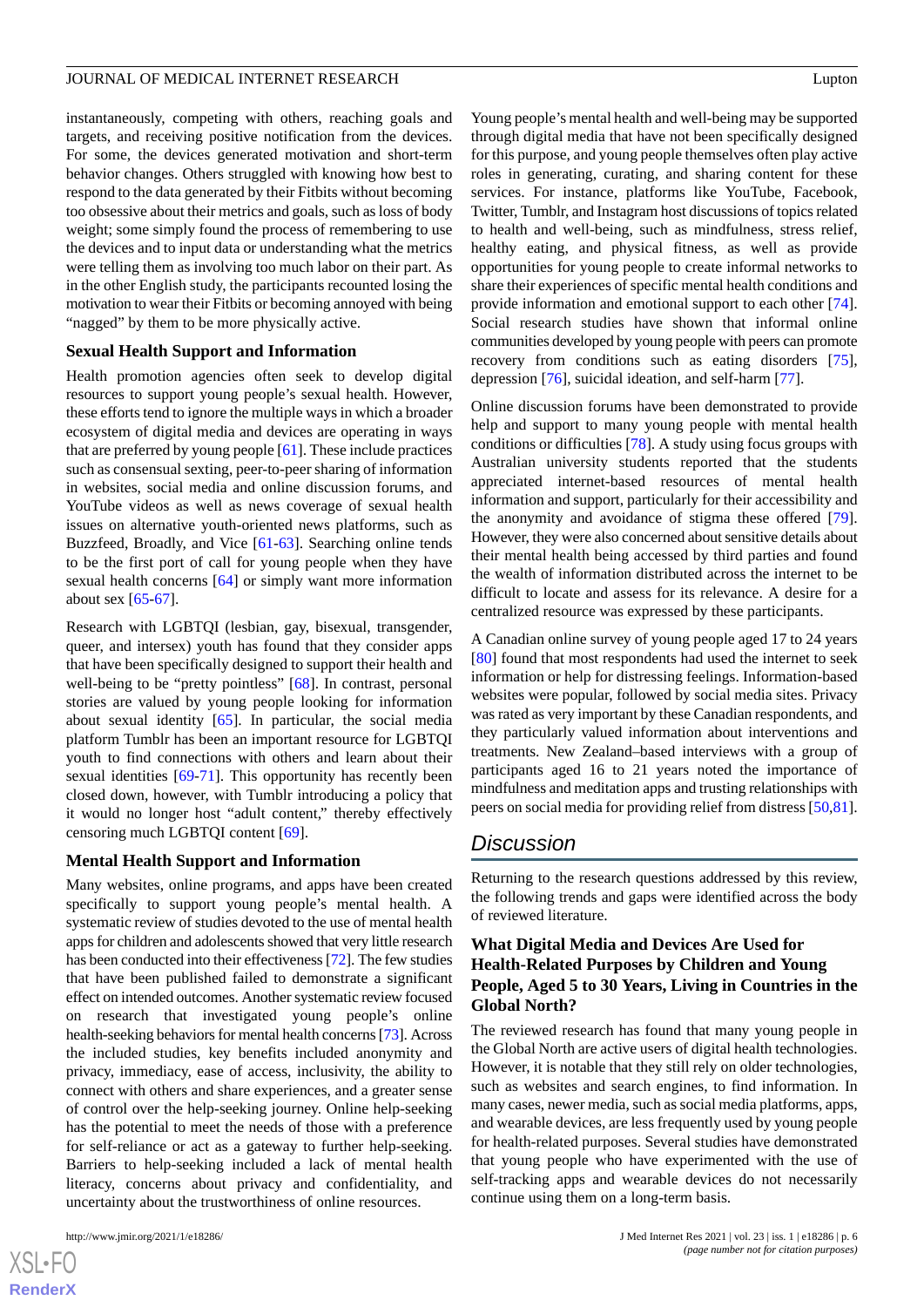instantaneously, competing with others, reaching goals and targets, and receiving positive notification from the devices. For some, the devices generated motivation and short-term behavior changes. Others struggled with knowing how best to respond to the data generated by their Fitbits without becoming too obsessive about their metrics and goals, such as loss of body weight; some simply found the process of remembering to use the devices and to input data or understanding what the metrics were telling them as involving too much labor on their part. As in the other English study, the participants recounted losing the motivation to wear their Fitbits or becoming annoyed with being "nagged" by them to be more physically active.

### Sexual Health Support and Information

Health promotion agencies often seek to develop digital resources to support young people's sexual health. However, these efforts tend to ignore the multiple ways in which a broader ecosystem of digital media and devices are operating in ways that are preferred by young people [61]. These include practices such as consensual sexting, peer-to-peer sharing of information in websites, social media and online discussion forums, and YouTube videos as well as news coverage of sexual health issues on alternative youth-oriented news platforms, such as Buzzfeed, Broadly, and Vice [61-63]. Searching online tends to be the first port of call for young people when they have sexual health concerns [64] or simply want more information about sex [65-67].

Research with LGBTQI (lesbian, gay, bisexual, transgender, queer, and intersex) youth has found that they consider apps that have been specifically designed to support their health and well-being to be "pretty pointless" [68]. In contrast, personal stories are valued by young people looking for information about sexual identity [65]. In particular, the social media platform Tumblr has been an important resource for LGBTQI youth to find connections with others and learn about their sexual identities [69-71]. This opportunity has recently been closed down, however, with Tumblr introducing a policy that it would no longer host "adult content," thereby effectively censoring much LGBTQI content [69].

### Mental Health Support and Information

Many websites, online programs, and apps have been created specifically to support young people's mental health. A systematic review of studies devoted to the use of mental health apps for children and adolescents showed that very little research has been conducted into their effectiveness [72]. The few studies that have been published failed to demonstrate a significant effect on intended outcomes. Another systematic review focused on research that investigated young people's online health-seeking behaviors for mental health concerns [73]. Across the included studies, key benefits included anonymity and privacy, immediacy, ease of access, inclusivity, the ability to connect with others and share experiences, and a greater sense of control over the help-seeking journey. Online help-seeking has the potential to meet the needs of those with a preference for self-reliance or act as a gateway to further help-seeking. Barriers to help-seeking included a lack of mental health literacy, concerns about privacy and confidentiality, and uncertainty about the trustworthiness of online resources.

Young people's mental health and well-being may be supported through digital media that have not been specifically designed for this purpose, and young people themselves often play active roles in generating, curating, and sharing content for these services. For instance, platforms like YouTube, Facebook, Twitter, Tumblr, and Instagram host discussions of topics related to health and well-being, such as mindfulness, stress relief, healthy eating, and physical fitness, as well as provide opportunities for young people to create informal networks to share their experiences of specific mental health conditions and provide information and emotional support to each other [74]. Social research studies have shown that informal online communities developed by young people with peers can promote recovery from conditions such as eating disorders [75], depression [76], suicidal ideation, and self-harm [77].

Online discussion forums have been demonstrated to provide help and support to many young people with mental health conditions or difficulties [78]. A study using focus groups with Australian university students reported that the students appreciated internet-based resources of mental health information and support, particularly for their accessibility and the anonymity and avoidance of stigma these offered [79]. However, they were also concerned about sensitive details about their mental health being accessed by third parties and found the wealth of information distributed across the internet to be difficult to locate and assess for its relevance. A desire for a centralized resource was expressed by these participants.

A Canadian online survey of young people aged 17 to 24 years [80] found that most respondents had used the internet to seek information or help for distressing feelings. Information-based websites were popular, followed by social media sites. Privacy was rated as very important by these Canadian respondents, and they particularly valued information about interventions and treatments. New Zealand–based interviews with a group of participants aged 16 to 21 years noted the importance of mindfulness and meditation apps and trusting relationships with peers on social media for providing relief from distress [50,81].

## Discussion

Returning to the research questions addressed by this review, the following trends and gaps were identified across the body of reviewed literature.

### What Digital Media and Devices Are Used for Health-Related Purposes by Children and Young People, Aged 5 to 30 Years, Living in Countries in the Global North?

The reviewed research has found that many young people in the Global North are active users of digital health technologies. However, it is notable that they still rely on older technologies, such as websites and search engines, to find information. In many cases, newer media, such as social media platforms, apps, and wearable devices, are less frequently used by young people for health-related purposes. Several studies have demonstrated that young people who have experimented with the use of self-tracking apps and wearable devices do not necessarily continue using them on a long-term basis.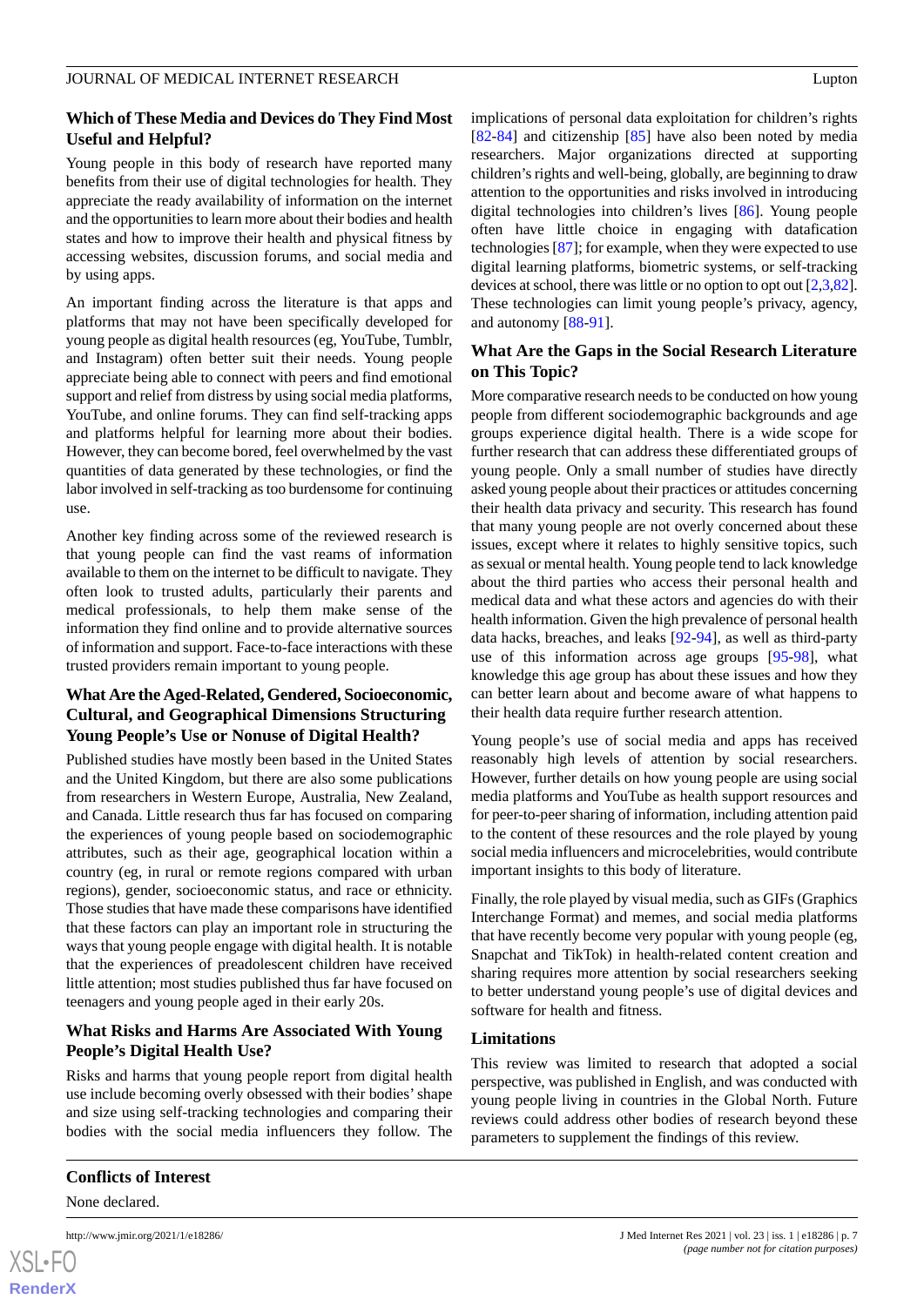### Which of These Media and Devices do They Find Most Useful and Helpful?

Young people in this body of research have reported many benefits from their use of digital technologies for health. They appreciate the ready availability of information on the internet and the opportunities to learn more about their bodies and health states and how to improve their health and physical fitness by accessing websites, discussion forums, and social media and by using apps.

An important finding across the literature is that apps and platforms that may not have been specifically developed for young people as digital health resources (eg, YouTube, Tumblr, and Instagram) often better suit their needs. Young people appreciate being able to connect with peers and find emotional support and relief from distress by using social media platforms, YouTube, and online forums. They can find self-tracking apps and platforms helpful for learning more about their bodies. However, they can become bored, feel overwhelmed by the vast quantities of data generated by these technologies, or find the labor involved in self-tracking as too burdensome for continuing use.

Another key finding across some of the reviewed research is that young people can find the vast reams of information available to them on the internet to be difficult to navigate. They often look to trusted adults, particularly their parents and medical professionals, to help them make sense of the information they find online and to provide alternative sources of information and support. Face-to-face interactions with these trusted providers remain important to young people.

### What Are the Aged-Related, Gendered, Socioeconomic, Cultural, and Geographical Dimensions Structuring Young People's Use or Nonuse of Digital Health?

Published studies have mostly been based in the United States and the United Kingdom, but there are also some publications from researchers in Western Europe, Australia, New Zealand, and Canada. Little research thus far has focused on comparing the experiences of young people based on sociodemographic attributes, such as their age, geographical location within a country (eg, in rural or remote regions compared with urban regions), gender, socioeconomic status, and race or ethnicity. Those studies that have made these comparisons have identified that these factors can play an important role in structuring the ways that young people engage with digital health. It is notable that the experiences of preadolescent children have received little attention; most studies published thus far have focused on teenagers and young people aged in their early 20s.

### What Risks and Harms Are Associated With Young People's Digital Health Use?

Risks and harms that young people report from digital health use include becoming overly obsessed with their bodies' shape and size using self-tracking technologies and comparing their bodies with the social media influencers they follow. The implications of personal data exploitation for children's rights [82-84] and citizenship [85] have also been noted by media researchers. Major organizations directed at supporting children's rights and well-being, globally, are beginning to draw attention to the opportunities and risks involved in introducing digital technologies into children's lives [86]. Young people often have little choice in engaging with datafication technologies [87]; for example, when they were expected to use digital learning platforms, biometric systems, or self-tracking devices at school, there was little or no option to opt out [2,3,82]. These technologies can limit young people's privacy, agency, and autonomy [88-91].

### What Are the Gaps in the Social Research Literature on This Topic?

More comparative research needs to be conducted on how young people from different sociodemographic backgrounds and age groups experience digital health. There is a wide scope for further research that can address these differentiated groups of young people. Only a small number of studies have directly asked young people about their practices or attitudes concerning their health data privacy and security. This research has found that many young people are not overly concerned about these issues, except where it relates to highly sensitive topics, such as sexual or mental health. Young people tend to lack knowledge about the third parties who access their personal health and medical data and what these actors and agencies do with their health information. Given the high prevalence of personal health data hacks, breaches, and leaks [92-94], as well as third-party use of this information across age groups [95-98], what knowledge this age group has about these issues and how they can better learn about and become aware of what happens to their health data require further research attention.

Young people's use of social media and apps has received reasonably high levels of attention by social researchers. However, further details on how young people are using social media platforms and YouTube as health support resources and for peer-to-peer sharing of information, including attention paid to the content of these resources and the role played by young social media influencers and microcelebrities, would contribute important insights to this body of literature.

Finally, the role played by visual media, such as GIFs (Graphics Interchange Format) and memes, and social media platforms that have recently become very popular with young people (eg, Snapchat and TikTok) in health-related content creation and sharing requires more attention by social researchers seeking to better understand young people's use of digital devices and software for health and fitness.

### Limitations

This review was limited to research that adopted a social perspective, was published in English, and was conducted with young people living in countries in the Global North. Future reviews could address other bodies of research beyond these parameters to supplement the findings of this review.

## Conflicts of Interest

None declared.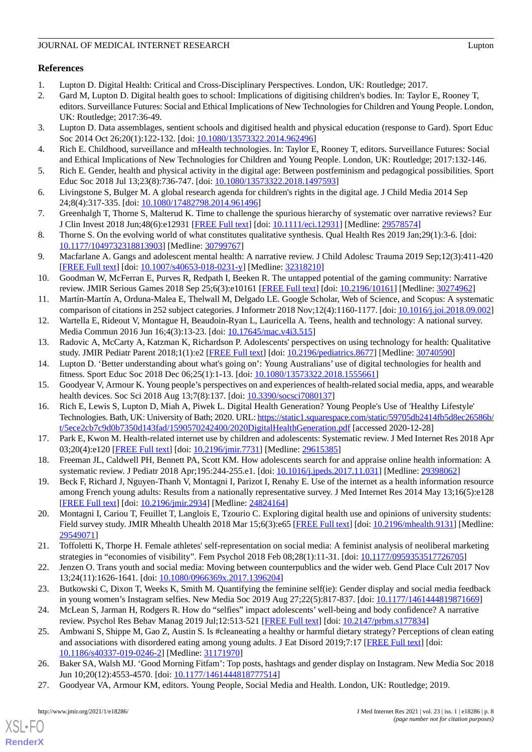## References

1. Lupton D. Digital Health: Critical and Cross-Disciplinary Perspectives. London, UK: Routledge; 2017.
2. Gard M, Lupton D. Digital health goes to school: Implications of digitising children's bodies. In: Taylor E, Rooney T, editors. Surveillance Futures: Social and Ethical Implications of New Technologies for Children and Young People. London, UK: Routledge; 2017:36-49.
3. Lupton D. Data assemblages, sentient schools and digitised health and physical education (response to Gard). Sport Educ Soc 2014 Oct 26;20(1):122-132. [doi: 10.1080/13573322.2014.962496]
4. Rich E. Childhood, surveillance and mHealth technologies. In: Taylor E, Rooney T, editors. Surveillance Futures: Social and Ethical Implications of New Technologies for Children and Young People. London, UK: Routledge; 2017:132-146.
5. Rich E. Gender, health and physical activity in the digital age: Between postfeminism and pedagogical possibilities. Sport Educ Soc 2018 Jul 13;23(8):736-747. [doi: 10.1080/13573322.2018.1497593]
6. Livingstone S, Bulger M. A global research agenda for children's rights in the digital age. J Child Media 2014 Sep 24;8(4):317-335. [doi: 10.1080/17482798.2014.961496]
7. Greenhalgh T, Thorne S, Malterud K. Time to challenge the spurious hierarchy of systematic over narrative reviews? Eur J Clin Invest 2018 Jun;48(6):e12931 [FREE Full text] [doi: 10.1111/eci.12931] [Medline: 29578574]
8. Thorne S. On the evolving world of what constitutes qualitative synthesis. Qual Health Res 2019 Jan;29(1):3-6. [doi: 10.1177/1049732318813903] [Medline: 30799767]
9. Macfarlane A. Gangs and adolescent mental health: A narrative review. J Child Adolesc Trauma 2019 Sep;12(3):411-420 [FREE Full text] [doi: 10.1007/s40653-018-0231-y] [Medline: 32318210]
10. Goodman W, McFerran E, Purves R, Redpath I, Beeken R. The untapped potential of the gaming community: Narrative review. JMIR Serious Games 2018 Sep 25;6(3):e10161 [FREE Full text] [doi: 10.2196/10161] [Medline: 30274962]
11. Martín-Martín A, Orduna-Malea E, Thelwall M, Delgado LE. Google Scholar, Web of Science, and Scopus: A systematic comparison of citations in 252 subject categories. J Informetr 2018 Nov;12(4):1160-1177. [doi: 10.1016/j.joi.2018.09.002]
12. Wartella E, Rideout V, Montague H, Beaudoin-Ryan L, Lauricella A. Teens, health and technology: A national survey. Media Commun 2016 Jun 16;4(3):13-23. [doi: 10.17645/mac.v4i3.515]
13. Radovic A, McCarty A, Katzman K, Richardson P. Adolescents' perspectives on using technology for health: Qualitative study. JMIR Pediatr Parent 2018;1(1):e2 [FREE Full text] [doi: 10.2196/pediatrics.8677] [Medline: 30740590]
14. Lupton D. 'Better understanding about what's going on': Young Australians' use of digital technologies for health and fitness. Sport Educ Soc 2018 Dec 06;25(1):1-13. [doi: 10.1080/13573322.2018.1555661]
15. Goodyear V, Armour K. Young people's perspectives on and experiences of health-related social media, apps, and wearable health devices. Soc Sci 2018 Aug 13;7(8):137. [doi: 10.3390/socsci7080137]
16. Rich E, Lewis S, Lupton D, Miah A, Piwek L. Digital Health Generation? Young People's Use of 'Healthy Lifestyle' Technologies. Bath, UK: University of Bath; 2020. URL: https://static1.squarespace.com/static/59705db2414fb5d8ec26586b/t/5ece2cb7c9d0b7350d143fad/1590570242400/2020DigitalHealthGeneration.pdf [accessed 2020-12-28]
17. Park E, Kwon M. Health-related internet use by children and adolescents: Systematic review. J Med Internet Res 2018 Apr 03;20(4):e120 [FREE Full text] [doi: 10.2196/jmir.7731] [Medline: 29615385]
18. Freeman JL, Caldwell PH, Bennett PA, Scott KM. How adolescents search for and appraise online health information: A systematic review. J Pediatr 2018 Apr;195:244-255.e1. [doi: 10.1016/j.jpeds.2017.11.031] [Medline: 29398062]
19. Beck F, Richard J, Nguyen-Thanh V, Montagni I, Parizot I, Renahy E. Use of the internet as a health information resource among French young adults: Results from a nationally representative survey. J Med Internet Res 2014 May 13;16(5):e128 [FREE Full text] [doi: 10.2196/jmir.2934] [Medline: 24824164]
20. Montagni I, Cariou T, Feuillet T, Langlois E, Tzourio C. Exploring digital health use and opinions of university students: Field survey study. JMIR Mhealth Uhealth 2018 Mar 15;6(3):e65 [FREE Full text] [doi: 10.2196/mhealth.9131] [Medline: 29549071]
21. Toffoletti K, Thorpe H. Female athletes' self-representation on social media: A feminist analysis of neoliberal marketing strategies in "economies of visibility". Fem Psychol 2018 Feb 08;28(1):11-31. [doi: 10.1177/0959353517726705]
22. Jenzen O. Trans youth and social media: Moving between counterpublics and the wider web. Gend Place Cult 2017 Nov 13;24(11):1626-1641. [doi: 10.1080/0966369x.2017.1396204]
23. Butkowski C, Dixon T, Weeks K, Smith M. Quantifying the feminine self(ie): Gender display and social media feedback in young women's Instagram selfies. New Media Soc 2019 Aug 27;22(5):817-837. [doi: 10.1177/1461444819871669]
24. McLean S, Jarman H, Rodgers R. How do "selfies" impact adolescents' well-being and body confidence? A narrative review. Psychol Res Behav Manag 2019 Jul;12:513-521 [FREE Full text] [doi: 10.2147/prbm.s177834]
25. Ambwani S, Shippe M, Gao Z, Austin S. Is #cleaneating a healthy or harmful dietary strategy? Perceptions of clean eating and associations with disordered eating among young adults. J Eat Disord 2019;7:17 [FREE Full text] [doi: 10.1186/s40337-019-0246-2] [Medline: 31171970]
26. Baker SA, Walsh MJ. 'Good Morning Fitfam': Top posts, hashtags and gender display on Instagram. New Media Soc 2018 Jun 10;20(12):4553-4570. [doi: 10.1177/1461444818777514]
27. Goodyear VA, Armour KM, editors. Young People, Social Media and Health. London, UK: Routledge; 2019.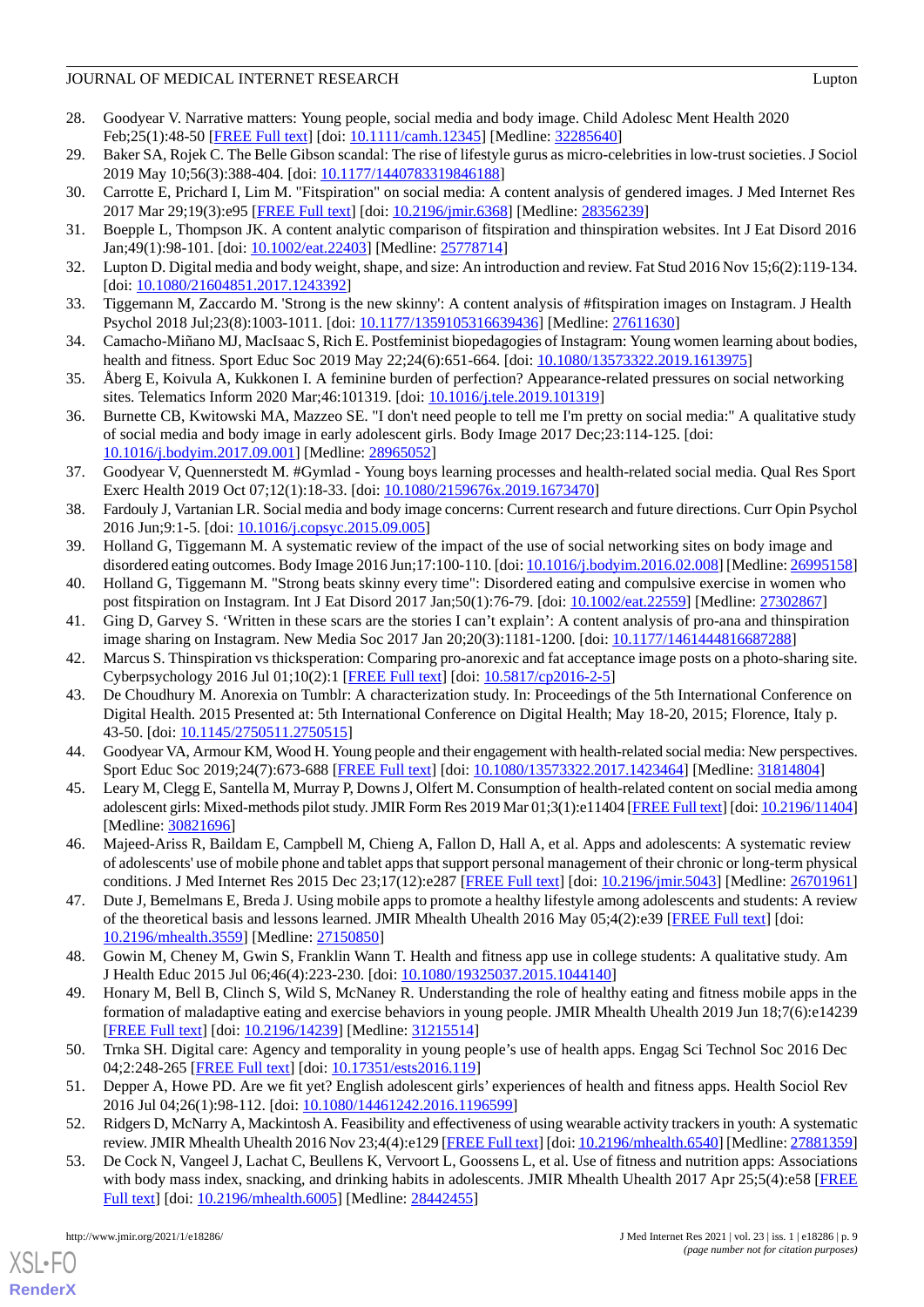28. Goodyear V. Narrative matters: Young people, social media and body image. Child Adolesc Ment Health 2020 Feb;25(1):48-50 [FREE Full text] [doi: 10.1111/camh.12345] [Medline: 32285640]
29. Baker SA, Rojek C. The Belle Gibson scandal: The rise of lifestyle gurus as micro-celebrities in low-trust societies. J Sociol 2019 May 10;56(3):388-404. [doi: 10.1177/1440783319846188]
30. Carrotte E, Prichard I, Lim M. "Fitspiration" on social media: A content analysis of gendered images. J Med Internet Res 2017 Mar 29;19(3):e95 [FREE Full text] [doi: 10.2196/jmir.6368] [Medline: 28356239]
31. Boepple L, Thompson JK. A content analytic comparison of fitspiration and thinspiration websites. Int J Eat Disord 2016 Jan;49(1):98-101. [doi: 10.1002/eat.22403] [Medline: 25778714]
32. Lupton D. Digital media and body weight, shape, and size: An introduction and review. Fat Stud 2016 Nov 15;6(2):119-134. [doi: 10.1080/21604851.2017.1243392]
33. Tiggemann M, Zaccardo M. 'Strong is the new skinny': A content analysis of #fitspiration images on Instagram. J Health Psychol 2018 Jul;23(8):1003-1011. [doi: 10.1177/1359105316639436] [Medline: 27611630]
34. Camacho-Miñano MJ, MacIsaac S, Rich E. Postfeminist biopedagogies of Instagram: Young women learning about bodies, health and fitness. Sport Educ Soc 2019 May 22;24(6):651-664. [doi: 10.1080/13573322.2019.1613975]
35. Åberg E, Koivula A, Kukkonen I. A feminine burden of perfection? Appearance-related pressures on social networking sites. Telematics Inform 2020 Mar;46:101319. [doi: 10.1016/j.tele.2019.101319]
36. Burnette CB, Kwitowski MA, Mazzeo SE. "I don't need people to tell me I'm pretty on social media:" A qualitative study of social media and body image in early adolescent girls. Body Image 2017 Dec;23:114-125. [doi: 10.1016/j.bodyim.2017.09.001] [Medline: 28965052]
37. Goodyear V, Quennerstedt M. #Gymlad - Young boys learning processes and health-related social media. Qual Res Sport Exerc Health 2019 Oct 07;12(1):18-33. [doi: 10.1080/2159676x.2019.1673470]
38. Fardouly J, Vartanian LR. Social media and body image concerns: Current research and future directions. Curr Opin Psychol 2016 Jun;9:1-5. [doi: 10.1016/j.copsyc.2015.09.005]
39. Holland G, Tiggemann M. A systematic review of the impact of the use of social networking sites on body image and disordered eating outcomes. Body Image 2016 Jun;17:100-110. [doi: 10.1016/j.bodyim.2016.02.008] [Medline: 26995158]
40. Holland G, Tiggemann M. "Strong beats skinny every time": Disordered eating and compulsive exercise in women who post fitspiration on Instagram. Int J Eat Disord 2017 Jan;50(1):76-79. [doi: 10.1002/eat.22559] [Medline: 27302867]
41. Ging D, Garvey S. 'Written in these scars are the stories I can't explain': A content analysis of pro-ana and thinspiration image sharing on Instagram. New Media Soc 2017 Jan 20;20(3):1181-1200. [doi: 10.1177/1461444816687288]
42. Marcus S. Thinspiration vs thickspiration: Comparing pro-anorexic and fat acceptance image posts on a photo-sharing site. Cyberpsychology 2016 Jul 01;10(2):1 [FREE Full text] [doi: 10.5817/cp2016-2-5]
43. De Choudhury M. Anorexia on Tumblr: A characterization study. In: Proceedings of the 5th International Conference on Digital Health. 2015 Presented at: 5th International Conference on Digital Health; May 18-20, 2015; Florence, Italy p. 43-50. [doi: 10.1145/2750511.2750515]
44. Goodyear VA, Armour KM, Wood H. Young people and their engagement with health-related social media: New perspectives. Sport Educ Soc 2019;24(7):673-688 [FREE Full text] [doi: 10.1080/13573322.2017.1423464] [Medline: 31814804]
45. Leary M, Clegg E, Santella M, Murray P, Downs J, Olfert M. Consumption of health-related content on social media among adolescent girls: Mixed-methods pilot study. JMIR Form Res 2019 Mar 01;3(1):e11404 [FREE Full text] [doi: 10.2196/11404] [Medline: 30821696]
46. Majeed-Ariss R, Baildam E, Campbell M, Chieng A, Fallon D, Hall A, et al. Apps and adolescents: A systematic review of adolescents' use of mobile phone and tablet apps that support personal management of their chronic or long-term physical conditions. J Med Internet Res 2015 Dec 23;17(12):e287 [FREE Full text] [doi: 10.2196/jmir.5043] [Medline: 26701961]
47. Dute J, Bemelmans E, Breda J. Using mobile apps to promote a healthy lifestyle among adolescents and students: A review of the theoretical basis and lessons learned. JMIR Mhealth Uhealth 2016 May 05;4(2):e39 [FREE Full text] [doi: 10.2196/mhealth.3559] [Medline: 27150850]
48. Gowin M, Cheney M, Gwin S, Franklin Wann T. Health and fitness app use in college students: A qualitative study. Am J Health Educ 2015 Jul 06;46(4):223-230. [doi: 10.1080/19325037.2015.1044140]
49. Honary M, Bell B, Clinch S, Wild S, McNaney R. Understanding the role of healthy eating and fitness mobile apps in the formation of maladaptive eating and exercise behaviors in young people. JMIR Mhealth Uhealth 2019 Jun 18;7(6):e14239 [FREE Full text] [doi: 10.2196/14239] [Medline: 31215514]
50. Trnka SH. Digital care: Agency and temporality in young people's use of health apps. Engag Sci Technol Soc 2016 Dec 04;2:248-265 [FREE Full text] [doi: 10.17351/ests2016.119]
51. Depper A, Howe PD. Are we fit yet? English adolescent girls' experiences of health and fitness apps. Health Sociol Rev 2016 Jul 04;26(1):98-112. [doi: 10.1080/14461242.2016.1196599]
52. Ridgers D, McNarry A, Mackintosh A. Feasibility and effectiveness of using wearable activity trackers in youth: A systematic review. JMIR Mhealth Uhealth 2016 Nov 23;4(4):e129 [FREE Full text] [doi: 10.2196/mhealth.6540] [Medline: 27881359]
53. De Cock N, Vangeel J, Lachat C, Beullens K, Vervoort L, Goossens L, et al. Use of fitness and nutrition apps: Associations with body mass index, snacking, and drinking habits in adolescents. JMIR Mhealth Uhealth 2017 Apr 25;5(4):e58 [FREE Full text] [doi: 10.2196/mhealth.6005] [Medline: 28442455]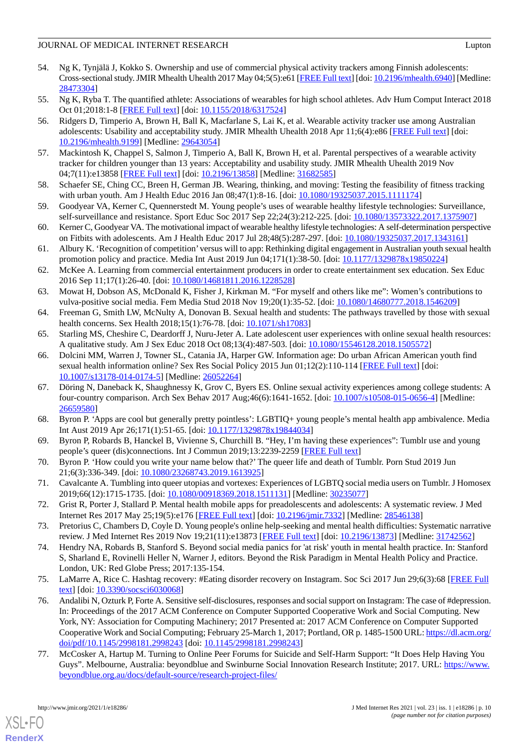54. Ng K, Tynjälä J, Kokko S. Ownership and use of commercial physical activity trackers among Finnish adolescents: Cross-sectional study. JMIR Mhealth Uhealth 2017 May 04;5(5):e61 [FREE Full text] [doi: 10.2196/mhealth.6940] [Medline: 28473304]
55. Ng K, Ryba T. The quantified athlete: Associations of wearables for high school athletes. Adv Hum Comput Interact 2018 Oct 01;2018:1-8 [FREE Full text] [doi: 10.1155/2018/6317524]
56. Ridgers D, Timperio A, Brown H, Ball K, Macfarlane S, Lai K, et al. Wearable activity tracker use among Australian adolescents: Usability and acceptability study. JMIR Mhealth Uhealth 2018 Apr 11;6(4):e86 [FREE Full text] [doi: 10.2196/mhealth.9199] [Medline: 29643054]
57. Mackintosh K, Chappel S, Salmon J, Timperio A, Ball K, Brown H, et al. Parental perspectives of a wearable activity tracker for children younger than 13 years: Acceptability and usability study. JMIR Mhealth Uhealth 2019 Nov 04;7(11):e13858 [FREE Full text] [doi: 10.2196/13858] [Medline: 31682585]
58. Schaefer SE, Ching CC, Breen H, German JB. Wearing, thinking, and moving: Testing the feasibility of fitness tracking with urban youth. Am J Health Educ 2016 Jan 08;47(1):8-16. [doi: 10.1080/19325037.2015.1111174]
59. Goodyear VA, Kerner C, Quennerstedt M. Young people's uses of wearable healthy lifestyle technologies: Surveillance, self-surveillance and resistance. Sport Educ Soc 2017 Sep 22;24(3):212-225. [doi: 10.1080/13573322.2017.1375907]
60. Kerner C, Goodyear VA. The motivational impact of wearable healthy lifestyle technologies: A self-determination perspective on Fitbits with adolescents. Am J Health Educ 2017 Jul 28;48(5):287-297. [doi: 10.1080/19325037.2017.1343161]
61. Albury K. 'Recognition of competition' versus will to app: Rethinking digital engagement in Australian youth sexual health promotion policy and practice. Media Int Aust 2019 Jun 04;171(1):38-50. [doi: 10.1177/1329878x19850224]
62. McKee A. Learning from commercial entertainment producers in order to create entertainment sex education. Sex Educ 2016 Sep 11;17(1):26-40. [doi: 10.1080/14681811.2016.1228528]
63. Mowat H, Dobson AS, McDonald K, Fisher J, Kirkman M. "For myself and others like me": Women's contributions to vulva-positive social media. Fem Media Stud 2018 Nov 19;20(1):35-52. [doi: 10.1080/14680777.2018.1546209]
64. Freeman G, Smith LW, McNulty A, Donovan B. Sexual health and students: The pathways travelled by those with sexual health concerns. Sex Health 2018;15(1):76-78. [doi: 10.1071/sh17083]
65. Starling MS, Cheshire C, Deardorff J, Nuru-Jeter A. Late adolescent user experiences with online sexual health resources: A qualitative study. Am J Sex Educ 2018 Oct 08;13(4):487-503. [doi: 10.1080/15546128.2018.1505572]
66. Dolcini MM, Warren J, Towner SL, Catania JA, Harper GW. Information age: Do urban African American youth find sexual health information online? Sex Res Social Policy 2015 Jun 01;12(2):110-114 [FREE Full text] [doi: 10.1007/s13178-014-0174-5] [Medline: 26052264]
67. Döring N, Daneback K, Shaughnessy K, Grov C, Byers ES. Online sexual activity experiences among college students: A four-country comparison. Arch Sex Behav 2017 Aug;46(6):1641-1652. [doi: 10.1007/s10508-015-0656-4] [Medline: 26659580]
68. Byron P. 'Apps are cool but generally pretty pointless': LGBTIQ+ young people's mental health app ambivalence. Media Int Aust 2019 Apr 26;171(1):51-65. [doi: 10.1177/1329878x19844034]
69. Byron P, Robards B, Hanckel B, Vivienne S, Churchill B. "Hey, I'm having these experiences": Tumblr use and young people's queer (dis)connections. Int J Commun 2019;13:2239-2259 [FREE Full text]
70. Byron P. 'How could you write your name below that?' The queer life and death of Tumblr. Porn Stud 2019 Jun 21;6(3):336-349. [doi: 10.1080/23268743.2019.1613925]
71. Cavalcante A. Tumbling into queer utopias and vortexes: Experiences of LGBTQ social media users on Tumblr. J Homosex 2019;66(12):1715-1735. [doi: 10.1080/00918369.2018.1511131] [Medline: 30235077]
72. Grist R, Porter J, Stallard P. Mental health mobile apps for preadolescents and adolescents: A systematic review. J Med Internet Res 2017 May 25;19(5):e176 [FREE Full text] [doi: 10.2196/jmir.7332] [Medline: 28546138]
73. Pretorius C, Chambers D, Coyle D. Young people's online help-seeking and mental health difficulties: Systematic narrative review. J Med Internet Res 2019 Nov 19;21(11):e13873 [FREE Full text] [doi: 10.2196/13873] [Medline: 31742562]
74. Hendry NA, Robards B, Stanford S. Beyond social media panics for 'at risk' youth in mental health practice. In: Stanford S, Sharland E, Rovinelli Heller N, Warner J, editors. Beyond the Risk Paradigm in Mental Health Policy and Practice. London, UK: Red Globe Press; 2017:135-154.
75. LaMarre A, Rice C. Hashtag recovery: #Eating disorder recovery on Instagram. Soc Sci 2017 Jun 29;6(3):68 [FREE Full text] [doi: 10.3390/socsci6030068]
76. Andalibi N, Ozturk P, Forte A. Sensitive self-disclosures, responses and social support on Instagram: The case of #depression. In: Proceedings of the 2017 ACM Conference on Computer Supported Cooperative Work and Social Computing. New York, NY: Association for Computing Machinery; 2017 Presented at: 2017 ACM Conference on Computer Supported Cooperative Work and Social Computing; February 25-March 1, 2017; Portland, OR p. 1485-1500 URL: https://dl.acm.org/doi/pdf/10.1145/2998181.2998243 [doi: 10.1145/2998181.2998243]
77. McCosker A, Hartup M. Turning to Online Peer Forums for Suicide and Self-Harm Support: "It Does Help Having You Guys". Melbourne, Australia: beyondblue and Swinburne Social Innovation Research Institute; 2017. URL: https://www.beyondblue.org.au/docs/default-source/research-project-files/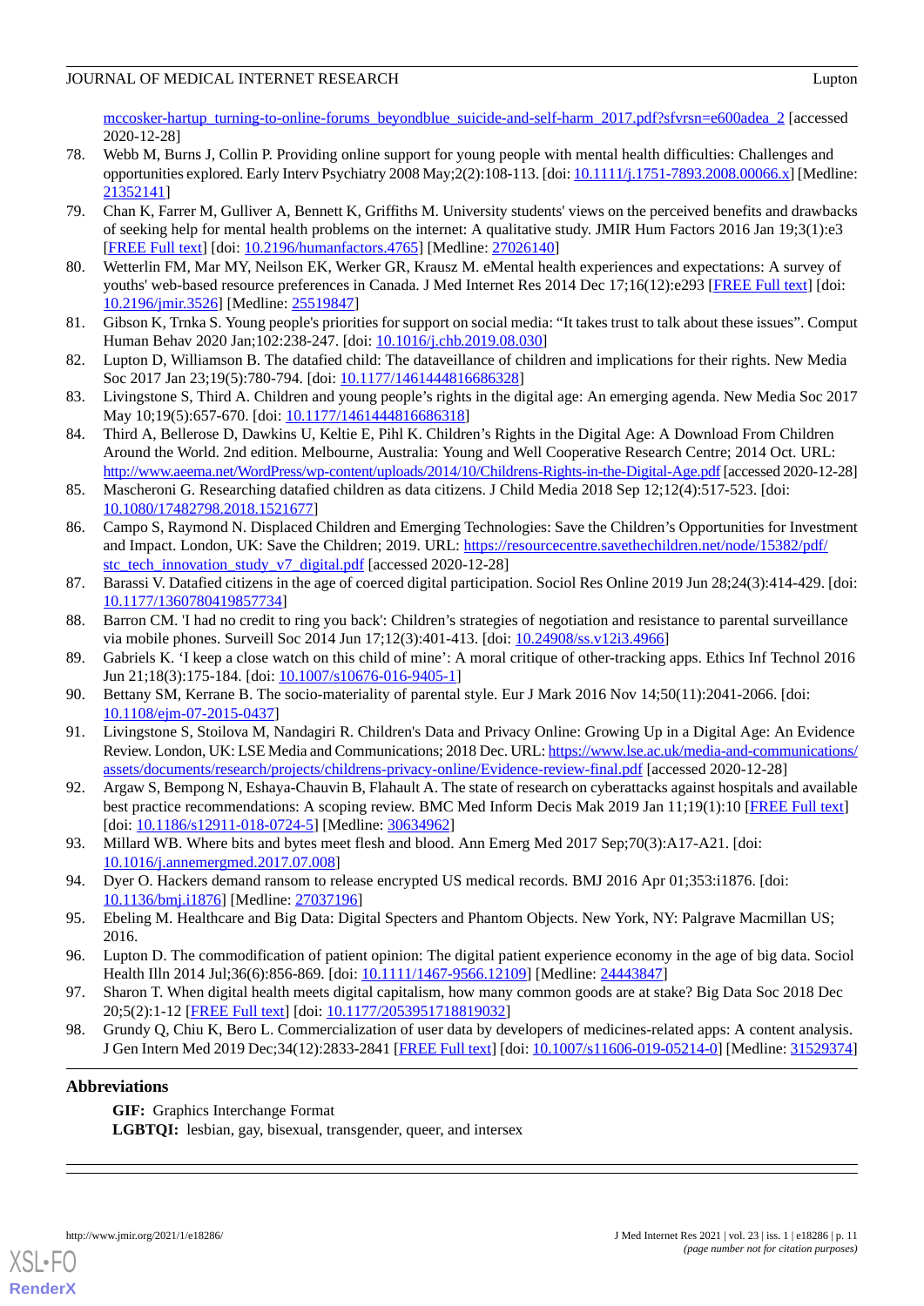mccosker-hartup_turning-to-online-forums_beyondblue_suicide-and-self-harm_2017.pdf?sfvrsn=e600adea_2 [accessed 2020-12-28]

78. Webb M, Burns J, Collin P. Providing online support for young people with mental health difficulties: Challenges and opportunities explored. Early Interv Psychiatry 2008 May;2(2):108-113. [doi: 10.1111/j.1751-7893.2008.00066.x] [Medline: 21352141]
79. Chan K, Farrer M, Gulliver A, Bennett K, Griffiths M. University students' views on the perceived benefits and drawbacks of seeking help for mental health problems on the internet: A qualitative study. JMIR Hum Factors 2016 Jan 19;3(1):e3 [FREE Full text] [doi: 10.2196/humanfactors.4765] [Medline: 27026140]
80. Wetterlin FM, Mar MY, Neilson EK, Werker GR, Krausz M. eMental health experiences and expectations: A survey of youths' web-based resource preferences in Canada. J Med Internet Res 2014 Dec 17;16(12):e293 [FREE Full text] [doi: 10.2196/jmir.3526] [Medline: 25519847]
81. Gibson K, Trnka S. Young people's priorities for support on social media: "It takes trust to talk about these issues". Comput Human Behav 2020 Jan;102:238-247. [doi: 10.1016/j.chb.2019.08.030]
82. Lupton D, Williamson B. The datafied child: The dataveillance of children and implications for their rights. New Media Soc 2017 Jan 23;19(5):780-794. [doi: 10.1177/1461444816686328]
83. Livingstone S, Third A. Children and young people's rights in the digital age: An emerging agenda. New Media Soc 2017 May 10;19(5):657-670. [doi: 10.1177/1461444816686318]
84. Third A, Bellerose D, Dawkins U, Keltie E, Pihl K. Children's Rights in the Digital Age: A Download From Children Around the World. 2nd edition. Melbourne, Australia: Young and Well Cooperative Research Centre; 2014 Oct. URL: http://www.aeema.net/WordPress/wp-content/uploads/2014/10/Childrens-Rights-in-the-Digital-Age.pdf [accessed 2020-12-28]
85. Mascheroni G. Researching datafied children as data citizens. J Child Media 2018 Sep 12;12(4):517-523. [doi: 10.1080/17482798.2018.1521677]
86. Campo S, Raymond N. Displaced Children and Emerging Technologies: Save the Children's Opportunities for Investment and Impact. London, UK: Save the Children; 2019. URL: https://resourcecentre.savethechildren.net/node/15382/pdf/stc_tech_innovation_study_v7_digital.pdf [accessed 2020-12-28]
87. Barassi V. Datafied citizens in the age of coerced digital participation. Sociol Res Online 2019 Jun 28;24(3):414-429. [doi: 10.1177/1360780419857734]
88. Barron CM. 'I had no credit to ring you back': Children's strategies of negotiation and resistance to parental surveillance via mobile phones. Surveill Soc 2014 Jun 17;12(3):401-413. [doi: 10.24908/ss.v12i3.4966]
89. Gabriels K. 'I keep a close watch on this child of mine': A moral critique of other-tracking apps. Ethics Inf Technol 2016 Jun 21;18(3):175-184. [doi: 10.1007/s10676-016-9405-1]
90. Bettany SM, Kerrane B. The socio-materiality of parental style. Eur J Mark 2016 Nov 14;50(11):2041-2066. [doi: 10.1108/ejm-07-2015-0437]
91. Livingstone S, Stoilova M, Nandagiri R. Children's Data and Privacy Online: Growing Up in a Digital Age: An Evidence Review. London, UK: LSE Media and Communications; 2018 Dec. URL: https://www.lse.ac.uk/media-and-communications/assets/documents/research/projects/childrens-privacy-online/Evidence-review-final.pdf [accessed 2020-12-28]
92. Argaw S, Bempong N, Eshaya-Chauvin B, Flahault A. The state of research on cyberattacks against hospitals and available best practice recommendations: A scoping review. BMC Med Inform Decis Mak 2019 Jan 11;19(1):10 [FREE Full text] [doi: 10.1186/s12911-018-0724-5] [Medline: 30634962]
93. Millard WB. Where bits and bytes meet flesh and blood. Ann Emerg Med 2017 Sep;70(3):A17-A21. [doi: 10.1016/j.annemergmed.2017.07.008]
94. Dyer O. Hackers demand ransom to release encrypted US medical records. BMJ 2016 Apr 01;353:i1876. [doi: 10.1136/bmj.i1876] [Medline: 27037196]
95. Ebeling M. Healthcare and Big Data: Digital Specters and Phantom Objects. New York, NY: Palgrave Macmillan US; 2016.
96. Lupton D. The commodification of patient opinion: The digital patient experience economy in the age of big data. Sociol Health Illn 2014 Jul;36(6):856-869. [doi: 10.1111/1467-9566.12109] [Medline: 24443847]
97. Sharon T. When digital health meets digital capitalism, how many common goods are at stake? Big Data Soc 2018 Dec 20;5(2):1-12 [FREE Full text] [doi: 10.1177/2053951718819032]
98. Grundy Q, Chiu K, Bero L. Commercialization of user data by developers of medicines-related apps: A content analysis. J Gen Intern Med 2019 Dec;34(12):2833-2841 [FREE Full text] [doi: 10.1007/s11606-019-05214-0] [Medline: 31529374]

## Abbreviations

**GIF:** Graphics Interchange Format
**LGBTQI:** lesbian, gay, bisexual, transgender, queer, and intersex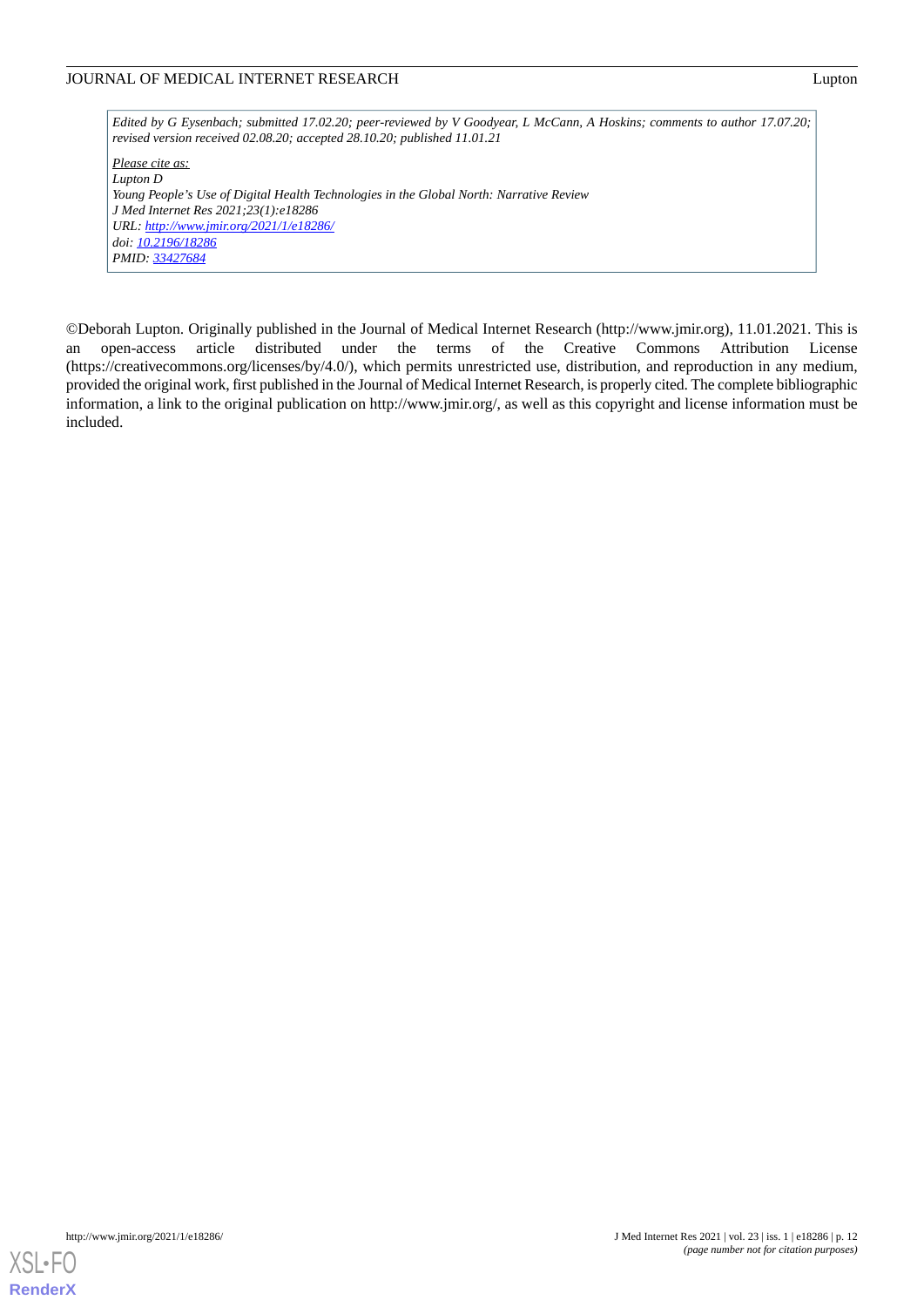*Edited by G Eysenbach; submitted 17.02.20; peer-reviewed by V Goodyear, L McCann, A Hoskins; comments to author 17.07.20; revised version received 02.08.20; accepted 28.10.20; published 11.01.21*

*Please cite as:*
*Lupton D*
*Young People's Use of Digital Health Technologies in the Global North: Narrative Review*
*J Med Internet Res 2021;23(1):e18286*
*URL: http://www.jmir.org/2021/1/e18286/*
*doi: 10.2196/18286*
*PMID: 33427684*

©Deborah Lupton. Originally published in the Journal of Medical Internet Research (http://www.jmir.org), 11.01.2021. This is an open-access article distributed under the terms of the Creative Commons Attribution License (https://creativecommons.org/licenses/by/4.0/), which permits unrestricted use, distribution, and reproduction in any medium, provided the original work, first published in the Journal of Medical Internet Research, is properly cited. The complete bibliographic information, a link to the original publication on http://www.jmir.org/, as well as this copyright and license information must be included.